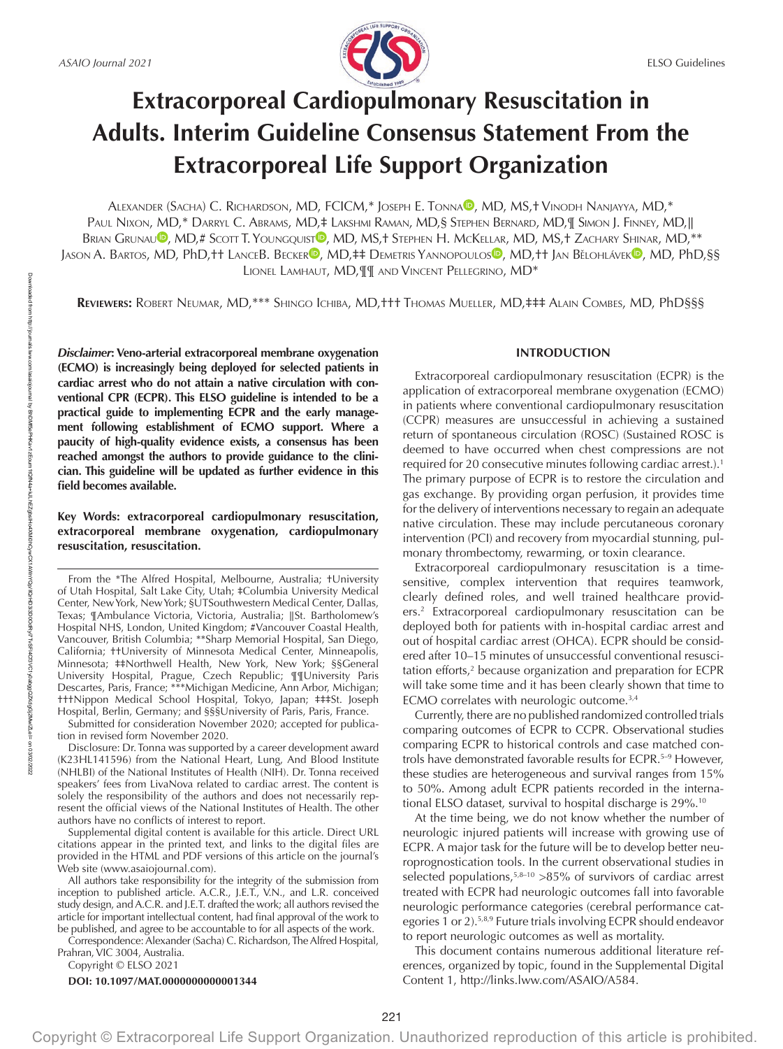# Extracorporeal Cardiopulmonary Resuscitation in Adults. Interim Guideline Consensus Statement From the Extracorporeal Life Support Organization

Alexander (Sacha) C. Richardson, MD, FCICM,* Joseph E. Tonna, MD, MS,† Vinodh Nanjayya, MD,* Paul Nixon, MD,* Darryl C. Abrams, MD,‡ Lakshmi Raman, MD,§ Stephen Bernard, MD,¶ Simon J. Finney, MD,|| Brian Grunau, MD,# Scott T. Youngquist, MD, MS,† Stephen H. McKellar, MD, MS,† Zachary Shinar, MD,** Jason A. Bartos, MD, PhD,†† Lance B. Becker, MD,‡‡ Demetris Yannopoulos, MD,†† Jan Bělohlávek, MD, PhD,§§ Lionel Lamhaut, MD,¶¶ and Vincent Pellegrino, MD*

**Reviewers:** Robert Neumar, MD,*** Shingo Ichiba, MD,††† Thomas Mueller, MD,‡‡‡ Alain Combes, MD, PhD§§§

***Disclaimer*: Veno-arterial extracorporeal membrane oxygenation (ECMO) is increasingly being deployed for selected patients in cardiac arrest who do not attain a native circulation with conventional CPR (ECPR). This ELSO guideline is intended to be a practical guide to implementing ECPR and the early management following establishment of ECMO support. Where a paucity of high-quality evidence exists, a consensus has been reached amongst the authors to provide guidance to the clinician. This guideline will be updated as further evidence in this field becomes available.**

**Key Words: extracorporeal cardiopulmonary resuscitation, extracorporeal membrane oxygenation, cardiopulmonary resuscitation, resuscitation.**

From the *The Alfred Hospital, Melbourne, Australia; †University of Utah Hospital, Salt Lake City, Utah; ‡Columbia University Medical Center, New York, New York; §UTSouthwestern Medical Center, Dallas, Texas; ¶Ambulance Victoria, Victoria, Australia; ||St. Bartholomew's Hospital NHS, London, United Kingdom; #Vancouver Coastal Health, Vancouver, British Columbia; **Sharp Memorial Hospital, San Diego, California; ††University of Minnesota Medical Center, Minneapolis, Minnesota; ‡‡Northwell Health, New York, New York; §§General University Hospital, Prague, Czech Republic; ¶¶University Paris Descartes, Paris, France; ***Michigan Medicine, Ann Arbor, Michigan; †††Nippon Medical School Hospital, Tokyo, Japan; ‡‡‡St. Joseph Hospital, Berlin, Germany; and §§§University of Paris, Paris, France.

Submitted for consideration November 2020; accepted for publication in revised form November 2020.

Disclosure: Dr. Tonna was supported by a career development award (K23HL141596) from the National Heart, Lung, And Blood Institute (NHLBI) of the National Institutes of Health (NIH). Dr. Tonna received speakers' fees from LivaNova related to cardiac arrest. The content is solely the responsibility of the authors and does not necessarily represent the official views of the National Institutes of Health. The other authors have no conflicts of interest to report.

Supplemental digital content is available for this article. Direct URL citations appear in the printed text, and links to the digital files are provided in the HTML and PDF versions of this article on the journal's Web site (www.asaiojournal.com).

All authors take responsibility for the integrity of the submission from inception to published article. A.C.R., J.E.T., V.N., and L.R. conceived study design, and A.C.R. and J.E.T. drafted the work; all authors revised the article for important intellectual content, had final approval of the work to be published, and agree to be accountable to for all aspects of the work.

Correspondence: Alexander (Sacha) C. Richardson, The Alfred Hospital, Prahran, VIC 3004, Australia.

Copyright © ELSO 2021

**DOI: 10.1097/MAT.0000000000001344**

## INTRODUCTION

Extracorporeal cardiopulmonary resuscitation (ECPR) is the application of extracorporeal membrane oxygenation (ECMO) in patients where conventional cardiopulmonary resuscitation (CCPR) measures are unsuccessful in achieving a sustained return of spontaneous circulation (ROSC) (Sustained ROSC is deemed to have occurred when chest compressions are not required for 20 consecutive minutes following cardiac arrest.).[1] The primary purpose of ECPR is to restore the circulation and gas exchange. By providing organ perfusion, it provides time for the delivery of interventions necessary to regain an adequate native circulation. These may include percutaneous coronary intervention (PCI) and recovery from myocardial stunning, pulmonary thrombectomy, rewarming, or toxin clearance.

Extracorporeal cardiopulmonary resuscitation is a time-sensitive, complex intervention that requires teamwork, clearly defined roles, and well trained healthcare providers.[2] Extracorporeal cardiopulmonary resuscitation can be deployed both for patients with in-hospital cardiac arrest and out of hospital cardiac arrest (OHCA). ECPR should be considered after 10–15 minutes of unsuccessful conventional resuscitation efforts,[2] because organization and preparation for ECPR will take some time and it has been clearly shown that time to ECMO correlates with neurologic outcome.[3,4]

Currently, there are no published randomized controlled trials comparing outcomes of ECPR to CCPR. Observational studies comparing ECPR to historical controls and case matched controls have demonstrated favorable results for ECPR.[5–9] However, these studies are heterogeneous and survival ranges from 15% to 50%. Among adult ECPR patients recorded in the international ELSO dataset, survival to hospital discharge is 29%.[10]

At the time being, we do not know whether the number of neurologic injured patients will increase with growing use of ECPR. A major task for the future will be to develop better neuroprognostication tools. In the current observational studies in selected populations,[5,8–10] >85% of survivors of cardiac arrest treated with ECPR had neurologic outcomes fall into favorable neurologic performance categories (cerebral performance categories 1 or 2).[5,8,9] Future trials involving ECPR should endeavor to report neurologic outcomes as well as mortality.

This document contains numerous additional literature references, organized by topic, found in the Supplemental Digital Content 1, http://links.lww.com/ASAIO/A584.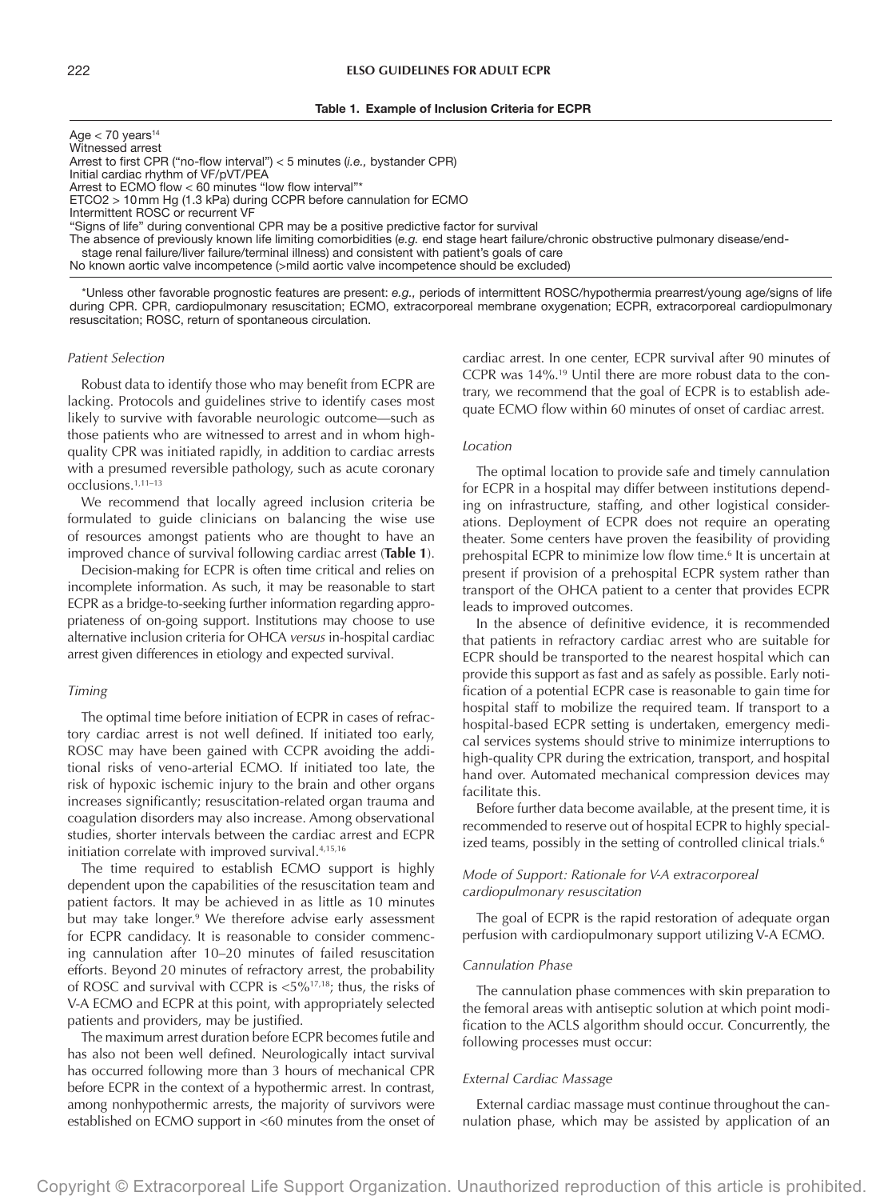**Table 1. Example of Inclusion Criteria for ECPR**

| |
|---|
| Age < 70 years[14] |
| Witnessed arrest |
| Arrest to first CPR ("no-flow interval") < 5 minutes (*i.e.*, bystander CPR) |
| Initial cardiac rhythm of VF/pVT/PEA |
| Arrest to ECMO flow < 60 minutes "low flow interval"* |
| ETCO2 > 10 mm Hg (1.3 kPa) during CCPR before cannulation for ECMO |
| Intermittent ROSC or recurrent VF |
| "Signs of life" during conventional CPR may be a positive predictive factor for survival |
| The absence of previously known life limiting comorbidities (*e.g.* end stage heart failure/chronic obstructive pulmonary disease/end-stage renal failure/liver failure/terminal illness) and consistent with patient's goals of care |
| No known aortic valve incompetence (>mild aortic valve incompetence should be excluded) |

*Unless other favorable prognostic features are present: *e.g.*, periods of intermittent ROSC/hypothermia prearrest/young age/signs of life during CPR. CPR, cardiopulmonary resuscitation; ECMO, extracorporeal membrane oxygenation; ECPR, extracorporeal cardiopulmonary resuscitation; ROSC, return of spontaneous circulation.

### *Patient Selection*

Robust data to identify those who may benefit from ECPR are lacking. Protocols and guidelines strive to identify cases most likely to survive with favorable neurologic outcome—such as those patients who are witnessed to arrest and in whom high-quality CPR was initiated rapidly, in addition to cardiac arrests with a presumed reversible pathology, such as acute coronary occlusions.[1,11–13]

We recommend that locally agreed inclusion criteria be formulated to guide clinicians on balancing the wise use of resources amongst patients who are thought to have an improved chance of survival following cardiac arrest (**Table 1**).

Decision-making for ECPR is often time critical and relies on incomplete information. As such, it may be reasonable to start ECPR as a bridge-to-seeking further information regarding appropriateness of on-going support. Institutions may choose to use alternative inclusion criteria for OHCA *versus* in-hospital cardiac arrest given differences in etiology and expected survival.

### *Timing*

The optimal time before initiation of ECPR in cases of refractory cardiac arrest is not well defined. If initiated too early, ROSC may have been gained with CCPR avoiding the additional risks of veno-arterial ECMO. If initiated too late, the risk of hypoxic ischemic injury to the brain and other organs increases significantly; resuscitation-related organ trauma and coagulation disorders may also increase. Among observational studies, shorter intervals between the cardiac arrest and ECPR initiation correlate with improved survival.[4,15,16]

The time required to establish ECMO support is highly dependent upon the capabilities of the resuscitation team and patient factors. It may be achieved in as little as 10 minutes but may take longer.[9] We therefore advise early assessment for ECPR candidacy. It is reasonable to consider commencing cannulation after 10–20 minutes of failed resuscitation efforts. Beyond 20 minutes of refractory arrest, the probability of ROSC and survival with CCPR is <5%[17,18]; thus, the risks of V-A ECMO and ECPR at this point, with appropriately selected patients and providers, may be justified.

The maximum arrest duration before ECPR becomes futile and has also not been well defined. Neurologically intact survival has occurred following more than 3 hours of mechanical CPR before ECPR in the context of a hypothermic arrest. In contrast, among nonhypothermic arrests, the majority of survivors were established on ECMO support in <60 minutes from the onset of cardiac arrest. In one center, ECPR survival after 90 minutes of CCPR was 14%.[19] Until there are more robust data to the contrary, we recommend that the goal of ECPR is to establish adequate ECMO flow within 60 minutes of onset of cardiac arrest.

### *Location*

The optimal location to provide safe and timely cannulation for ECPR in a hospital may differ between institutions depending on infrastructure, staffing, and other logistical considerations. Deployment of ECPR does not require an operating theater. Some centers have proven the feasibility of providing prehospital ECPR to minimize low flow time.[6] It is uncertain at present if provision of a prehospital ECPR system rather than transport of the OHCA patient to a center that provides ECPR leads to improved outcomes.

In the absence of definitive evidence, it is recommended that patients in refractory cardiac arrest who are suitable for ECPR should be transported to the nearest hospital which can provide this support as fast and as safely as possible. Early notification of a potential ECPR case is reasonable to gain time for hospital staff to mobilize the required team. If transport to a hospital-based ECPR setting is undertaken, emergency medical services systems should strive to minimize interruptions to high-quality CPR during the extrication, transport, and hospital hand over. Automated mechanical compression devices may facilitate this.

Before further data become available, at the present time, it is recommended to reserve out of hospital ECPR to highly specialized teams, possibly in the setting of controlled clinical trials.[6]

### *Mode of Support: Rationale for V-A extracorporeal cardiopulmonary resuscitation*

The goal of ECPR is the rapid restoration of adequate organ perfusion with cardiopulmonary support utilizing V-A ECMO.

### *Cannulation Phase*

The cannulation phase commences with skin preparation to the femoral areas with antiseptic solution at which point modification to the ACLS algorithm should occur. Concurrently, the following processes must occur:

### *External Cardiac Massage*

External cardiac massage must continue throughout the cannulation phase, which may be assisted by application of an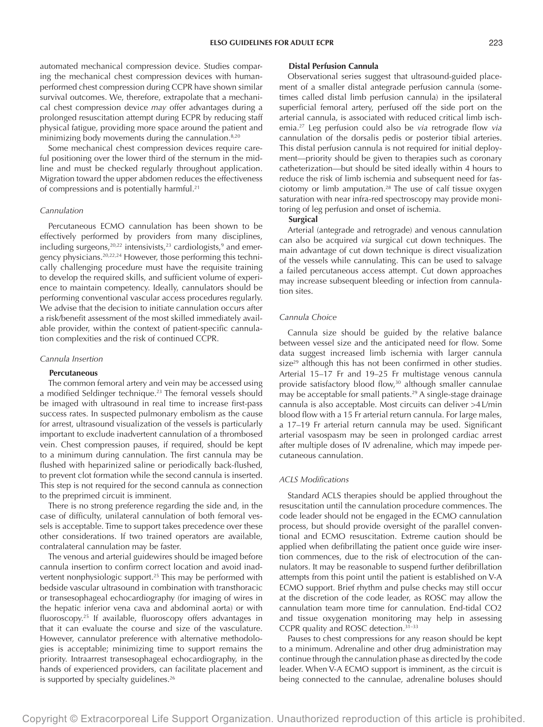automated mechanical compression device. Studies comparing the mechanical chest compression devices with human-performed chest compression during CCPR have shown similar survival outcomes. We, therefore, extrapolate that a mechanical chest compression device *may* offer advantages during a prolonged resuscitation attempt during ECPR by reducing staff physical fatigue, providing more space around the patient and minimizing body movements during the cannulation.[8,20]

Some mechanical chest compression devices require careful positioning over the lower third of the sternum in the midline and must be checked regularly throughout application. Migration toward the upper abdomen reduces the effectiveness of compressions and is potentially harmful.[21]

### *Cannulation*

Percutaneous ECMO cannulation has been shown to be effectively performed by providers from many disciplines, including surgeons,[20,22] intensivists,[23] cardiologists,[9] and emergency physicians.[20,22,24] However, those performing this technically challenging procedure must have the requisite training to develop the required skills, and sufficient volume of experience to maintain competency. Ideally, cannulators should be performing conventional vascular access procedures regularly. We advise that the decision to initiate cannulation occurs after a risk/benefit assessment of the most skilled immediately available provider, within the context of patient-specific cannulation complexities and the risk of continued CCPR.

### *Cannula Insertion*

**Percutaneous**

The common femoral artery and vein may be accessed using a modified Seldinger technique.[23] The femoral vessels should be imaged with ultrasound in real time to increase first-pass success rates. In suspected pulmonary embolism as the cause for arrest, ultrasound visualization of the vessels is particularly important to exclude inadvertent cannulation of a thrombosed vein. Chest compression pauses, if required, should be kept to a minimum during cannulation. The first cannula may be flushed with heparinized saline or periodically back-flushed, to prevent clot formation while the second cannula is inserted. This step is not required for the second cannula as connection to the preprimed circuit is imminent.

There is no strong preference regarding the side and, in the case of difficulty, unilateral cannulation of both femoral vessels is acceptable. Time to support takes precedence over these other considerations. If two trained operators are available, contralateral cannulation may be faster.

The venous and arterial guidewires should be imaged before cannula insertion to confirm correct location and avoid inadvertent nonphysiologic support.[25] This may be performed with bedside vascular ultrasound in combination with transthoracic or transesophageal echocardiography (for imaging of wires in the hepatic inferior vena cava and abdominal aorta) or with fluoroscopy.[25] If available, fluoroscopy offers advantages in that it can evaluate the course and size of the vasculature. However, cannulator preference with alternative methodologies is acceptable; minimizing time to support remains the priority. Intraarrest transesophageal echocardiography, in the hands of experienced providers, can facilitate placement and is supported by specialty guidelines.[26]

**Distal Perfusion Cannula**

Observational series suggest that ultrasound-guided placement of a smaller distal antegrade perfusion cannula (sometimes called distal limb perfusion cannula) in the ipsilateral superficial femoral artery, perfused off the side port on the arterial cannula, is associated with reduced critical limb ischemia.[27] Leg perfusion could also be *via* retrograde flow *via* cannulation of the dorsalis pedis or posterior tibial arteries. This distal perfusion cannula is not required for initial deployment—priority should be given to therapies such as coronary catheterization—but should be sited ideally within 4 hours to reduce the risk of limb ischemia and subsequent need for fasciotomy or limb amputation.[28] The use of calf tissue oxygen saturation with near infra-red spectroscopy may provide monitoring of leg perfusion and onset of ischemia.

**Surgical**

Arterial (antegrade and retrograde) and venous cannulation can also be acquired *via* surgical cut down techniques. The main advantage of cut down technique is direct visualization of the vessels while cannulating. This can be used to salvage a failed percutaneous access attempt. Cut down approaches may increase subsequent bleeding or infection from cannulation sites.

### *Cannula Choice*

Cannula size should be guided by the relative balance between vessel size and the anticipated need for flow. Some data suggest increased limb ischemia with larger cannula size[29] although this has not been confirmed in other studies. Arterial 15–17 Fr and 19–25 Fr multistage venous cannula provide satisfactory blood flow,[30] although smaller cannulae may be acceptable for small patients.[29] A single-stage drainage cannula is also acceptable. Most circuits can deliver >4 L/min blood flow with a 15 Fr arterial return cannula. For large males, a 17–19 Fr arterial return cannula may be used. Significant arterial vasospasm may be seen in prolonged cardiac arrest after multiple doses of IV adrenaline, which may impede percutaneous cannulation.

### *ACLS Modifications*

Standard ACLS therapies should be applied throughout the resuscitation until the cannulation procedure commences. The code leader should not be engaged in the ECMO cannulation process, but should provide oversight of the parallel conventional and ECMO resuscitation. Extreme caution should be applied when defibrillating the patient once guide wire insertion commences, due to the risk of electrocution of the cannulators. It may be reasonable to suspend further defibrillation attempts from this point until the patient is established on V-A ECMO support. Brief rhythm and pulse checks may still occur at the discretion of the code leader, as ROSC may allow the cannulation team more time for cannulation. End-tidal $CO_2$ and tissue oxygenation monitoring may help in assessing CCPR quality and ROSC detection.[31–33]

Pauses to chest compressions for any reason should be kept to a minimum. Adrenaline and other drug administration may continue through the cannulation phase as directed by the code leader. When V-A ECMO support is imminent, as the circuit is being connected to the cannulae, adrenaline boluses should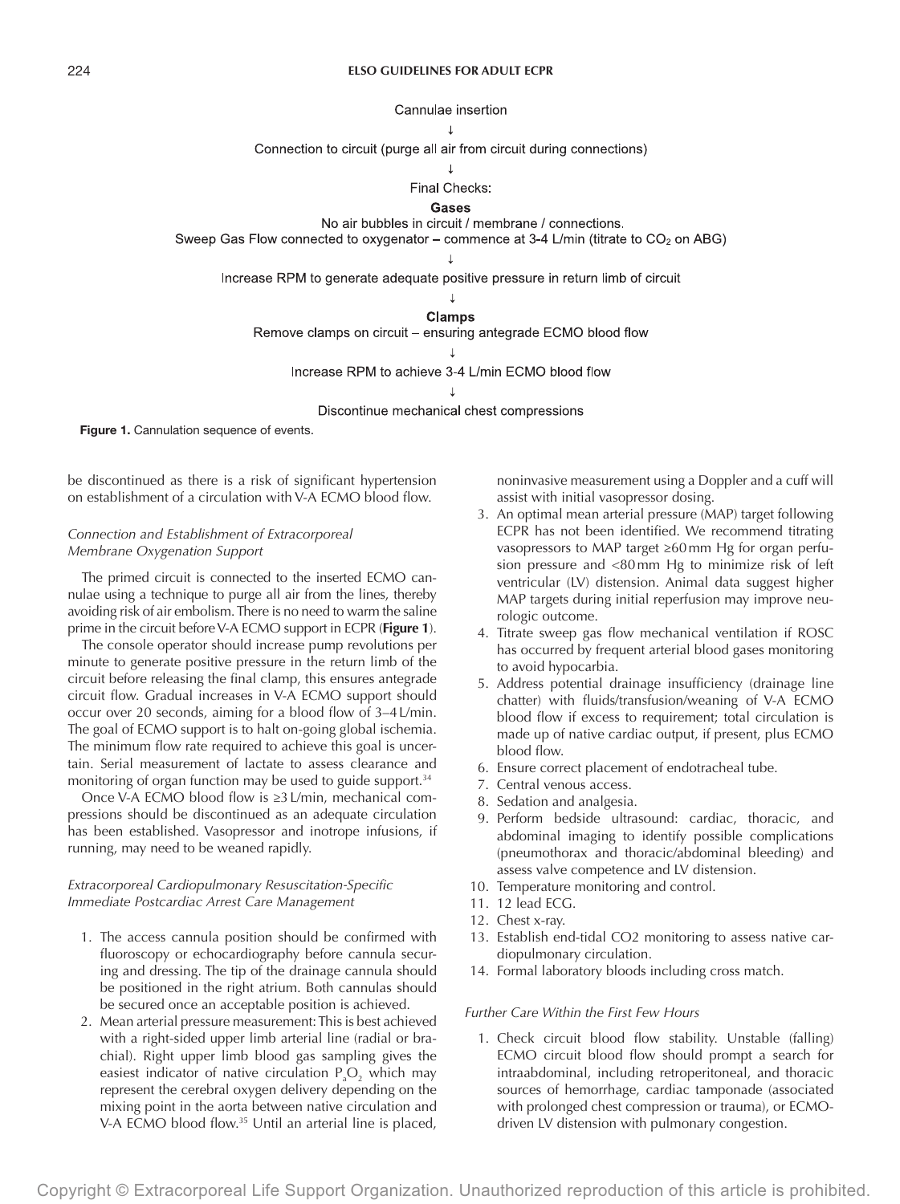Cannulae insertion

↓

Connection to circuit (purge all air from circuit during connections)

↓

Final Checks:

**Gases**

No air bubbles in circuit / membrane / connections.

Sweep Gas Flow connected to oxygenator – commence at 3-4 L/min (titrate to $CO_2$ on ABG)

↓

Increase RPM to generate adequate positive pressure in return limb of circuit

↓

**Clamps**

Remove clamps on circuit – ensuring antegrade ECMO blood flow

↓

Increase RPM to achieve 3-4 L/min ECMO blood flow

↓

Discontinue mechanical chest compressions

**Figure 1.** Cannulation sequence of events.

be discontinued as there is a risk of significant hypertension on establishment of a circulation with V-A ECMO blood flow.

*Connection and Establishment of Extracorporeal Membrane Oxygenation Support*

The primed circuit is connected to the inserted ECMO cannulae using a technique to purge all air from the lines, thereby avoiding risk of air embolism. There is no need to warm the saline prime in the circuit before V-A ECMO support in ECPR (**Figure 1**).

The console operator should increase pump revolutions per minute to generate positive pressure in the return limb of the circuit before releasing the final clamp, this ensures antegrade circuit flow. Gradual increases in V-A ECMO support should occur over 20 seconds, aiming for a blood flow of 3–4 L/min. The goal of ECMO support is to halt on-going global ischemia. The minimum flow rate required to achieve this goal is uncertain. Serial measurement of lactate to assess clearance and monitoring of organ function may be used to guide support.[34]

Once V-A ECMO blood flow is ≥3 L/min, mechanical compressions should be discontinued as an adequate circulation has been established. Vasopressor and inotrope infusions, if running, may need to be weaned rapidly.

*Extracorporeal Cardiopulmonary Resuscitation-Specific Immediate Postcardiac Arrest Care Management*

1. The access cannula position should be confirmed with fluoroscopy or echocardiography before cannula securing and dressing. The tip of the drainage cannula should be positioned in the right atrium. Both cannulas should be secured once an acceptable position is achieved.
2. Mean arterial pressure measurement: This is best achieved with a right-sided upper limb arterial line (radial or brachial). Right upper limb blood gas sampling gives the easiest indicator of native circulation $P_aO_2$ which may represent the cerebral oxygen delivery depending on the mixing point in the aorta between native circulation and V-A ECMO blood flow.[35] Until an arterial line is placed, noninvasive measurement using a Doppler and a cuff will assist with initial vasopressor dosing.
3. An optimal mean arterial pressure (MAP) target following ECPR has not been identified. We recommend titrating vasopressors to MAP target ≥60 mm Hg for organ perfusion pressure and <80 mm Hg to minimize risk of left ventricular (LV) distension. Animal data suggest higher MAP targets during initial reperfusion may improve neurologic outcome.
4. Titrate sweep gas flow mechanical ventilation if ROSC has occurred by frequent arterial blood gases monitoring to avoid hypocarbia.
5. Address potential drainage insufficiency (drainage line chatter) with fluids/transfusion/weaning of V-A ECMO blood flow if excess to requirement; total circulation is made up of native cardiac output, if present, plus ECMO blood flow.
6. Ensure correct placement of endotracheal tube.
7. Central venous access.
8. Sedation and analgesia.
9. Perform bedside ultrasound: cardiac, thoracic, and abdominal imaging to identify possible complications (pneumothorax and thoracic/abdominal bleeding) and assess valve competence and LV distension.
10. Temperature monitoring and control.
11. 12 lead ECG.
12. Chest x-ray.
13. Establish end-tidal CO2 monitoring to assess native cardiopulmonary circulation.
14. Formal laboratory bloods including cross match.

*Further Care Within the First Few Hours*

1. Check circuit blood flow stability. Unstable (falling) ECMO circuit blood flow should prompt a search for intraabdominal, including retroperitoneal, and thoracic sources of hemorrhage, cardiac tamponade (associated with prolonged chest compression or trauma), or ECMO-driven LV distension with pulmonary congestion.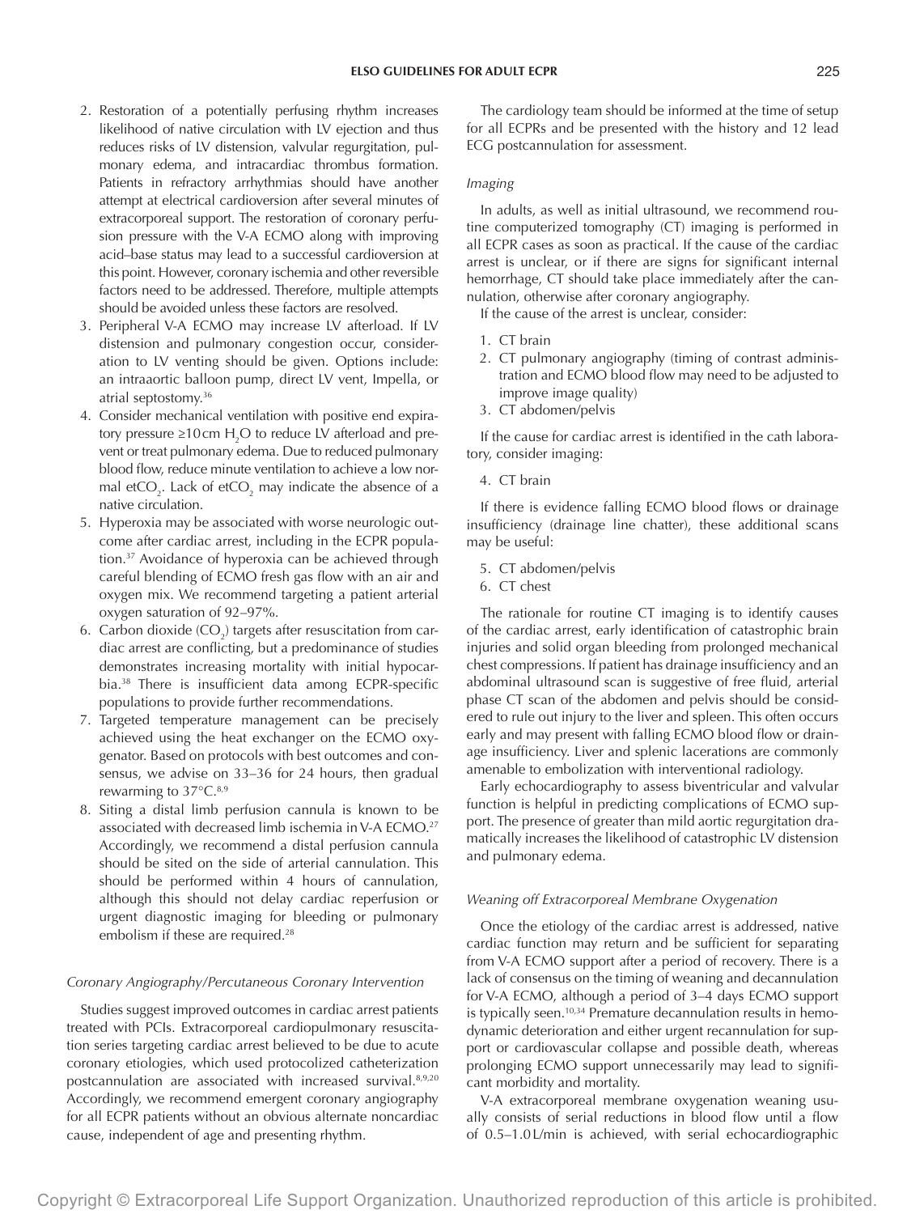2. Restoration of a potentially perfusing rhythm increases likelihood of native circulation with LV ejection and thus reduces risks of LV distension, valvular regurgitation, pulmonary edema, and intracardiac thrombus formation. Patients in refractory arrhythmias should have another attempt at electrical cardioversion after several minutes of extracorporeal support. The restoration of coronary perfusion pressure with the V-A ECMO along with improving acid–base status may lead to a successful cardioversion at this point. However, coronary ischemia and other reversible factors need to be addressed. Therefore, multiple attempts should be avoided unless these factors are resolved.
3. Peripheral V-A ECMO may increase LV afterload. If LV distension and pulmonary congestion occur, consideration to LV venting should be given. Options include: an intraaortic balloon pump, direct LV vent, Impella, or atrial septostomy.[36]
4. Consider mechanical ventilation with positive end expiratory pressure ≥10 cm $H_2O$ to reduce LV afterload and prevent or treat pulmonary edema. Due to reduced pulmonary blood flow, reduce minute ventilation to achieve a low normal $etCO_2$. Lack of $etCO_2$ may indicate the absence of a native circulation.
5. Hyperoxia may be associated with worse neurologic outcome after cardiac arrest, including in the ECPR population.[37] Avoidance of hyperoxia can be achieved through careful blending of ECMO fresh gas flow with an air and oxygen mix. We recommend targeting a patient arterial oxygen saturation of 92–97%.
6. Carbon dioxide ($CO_2$) targets after resuscitation from cardiac arrest are conflicting, but a predominance of studies demonstrates increasing mortality with initial hypocarbia.[38] There is insufficient data among ECPR-specific populations to provide further recommendations.
7. Targeted temperature management can be precisely achieved using the heat exchanger on the ECMO oxygenator. Based on protocols with best outcomes and consensus, we advise on 33–36 for 24 hours, then gradual rewarming to 37°C.[8,9]
8. Siting a distal limb perfusion cannula is known to be associated with decreased limb ischemia in V-A ECMO.[27] Accordingly, we recommend a distal perfusion cannula should be sited on the side of arterial cannulation. This should be performed within 4 hours of cannulation, although this should not delay cardiac reperfusion or urgent diagnostic imaging for bleeding or pulmonary embolism if these are required.[28]

### *Coronary Angiography/Percutaneous Coronary Intervention*

Studies suggest improved outcomes in cardiac arrest patients treated with PCIs. Extracorporeal cardiopulmonary resuscitation series targeting cardiac arrest believed to be due to acute coronary etiologies, which used protocolized catheterization postcannulation are associated with increased survival.[8,9,20] Accordingly, we recommend emergent coronary angiography for all ECPR patients without an obvious alternate noncardiac cause, independent of age and presenting rhythm.

The cardiology team should be informed at the time of setup for all ECPRs and be presented with the history and 12 lead ECG postcannulation for assessment.

### *Imaging*

In adults, as well as initial ultrasound, we recommend routine computerized tomography (CT) imaging is performed in all ECPR cases as soon as practical. If the cause of the cardiac arrest is unclear, or if there are signs for significant internal hemorrhage, CT should take place immediately after the cannulation, otherwise after coronary angiography.

If the cause of the arrest is unclear, consider:

1. CT brain
2. CT pulmonary angiography (timing of contrast administration and ECMO blood flow may need to be adjusted to improve image quality)
3. CT abdomen/pelvis

If the cause for cardiac arrest is identified in the cath laboratory, consider imaging:

4. CT brain

If there is evidence falling ECMO blood flows or drainage insufficiency (drainage line chatter), these additional scans may be useful:

5. CT abdomen/pelvis
6. CT chest

The rationale for routine CT imaging is to identify causes of the cardiac arrest, early identification of catastrophic brain injuries and solid organ bleeding from prolonged mechanical chest compressions. If patient has drainage insufficiency and an abdominal ultrasound scan is suggestive of free fluid, arterial phase CT scan of the abdomen and pelvis should be considered to rule out injury to the liver and spleen. This often occurs early and may present with falling ECMO blood flow or drainage insufficiency. Liver and splenic lacerations are commonly amenable to embolization with interventional radiology.

Early echocardiography to assess biventricular and valvular function is helpful in predicting complications of ECMO support. The presence of greater than mild aortic regurgitation dramatically increases the likelihood of catastrophic LV distension and pulmonary edema.

### *Weaning off Extracorporeal Membrane Oxygenation*

Once the etiology of the cardiac arrest is addressed, native cardiac function may return and be sufficient for separating from V-A ECMO support after a period of recovery. There is a lack of consensus on the timing of weaning and decannulation for V-A ECMO, although a period of 3–4 days ECMO support is typically seen.[10,34] Premature decannulation results in hemodynamic deterioration and either urgent recannulation for support or cardiovascular collapse and possible death, whereas prolonging ECMO support unnecessarily may lead to significant morbidity and mortality.

V-A extracorporeal membrane oxygenation weaning usually consists of serial reductions in blood flow until a flow of 0.5–1.0 L/min is achieved, with serial echocardiographic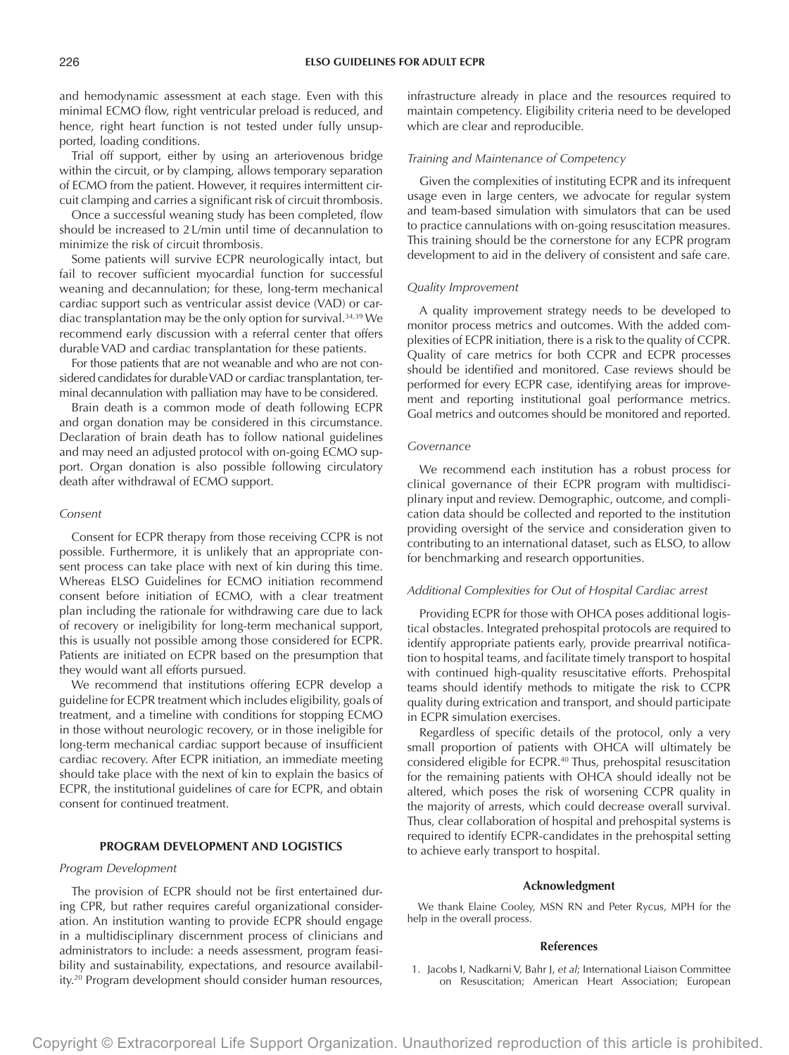and hemodynamic assessment at each stage. Even with this minimal ECMO flow, right ventricular preload is reduced, and hence, right heart function is not tested under fully unsupported, loading conditions.

Trial off support, either by using an arteriovenous bridge within the circuit, or by clamping, allows temporary separation of ECMO from the patient. However, it requires intermittent circuit clamping and carries a significant risk of circuit thrombosis.

Once a successful weaning study has been completed, flow should be increased to 2 L/min until time of decannulation to minimize the risk of circuit thrombosis.

Some patients will survive ECPR neurologically intact, but fail to recover sufficient myocardial function for successful weaning and decannulation; for these, long-term mechanical cardiac support such as ventricular assist device (VAD) or cardiac transplantation may be the only option for survival.[34,39] We recommend early discussion with a referral center that offers durable VAD and cardiac transplantation for these patients.

For those patients that are not weanable and who are not considered candidates for durable VAD or cardiac transplantation, terminal decannulation with palliation may have to be considered.

Brain death is a common mode of death following ECPR and organ donation may be considered in this circumstance. Declaration of brain death has to follow national guidelines and may need an adjusted protocol with on-going ECMO support. Organ donation is also possible following circulatory death after withdrawal of ECMO support.

### *Consent*

Consent for ECPR therapy from those receiving CCPR is not possible. Furthermore, it is unlikely that an appropriate consent process can take place with next of kin during this time. Whereas ELSO Guidelines for ECMO initiation recommend consent before initiation of ECMO, with a clear treatment plan including the rationale for withdrawing care due to lack of recovery or ineligibility for long-term mechanical support, this is usually not possible among those considered for ECPR. Patients are initiated on ECPR based on the presumption that they would want all efforts pursued.

We recommend that institutions offering ECPR develop a guideline for ECPR treatment which includes eligibility, goals of treatment, and a timeline with conditions for stopping ECMO in those without neurologic recovery, or in those ineligible for long-term mechanical cardiac support because of insufficient cardiac recovery. After ECPR initiation, an immediate meeting should take place with the next of kin to explain the basics of ECPR, the institutional guidelines of care for ECPR, and obtain consent for continued treatment.

## PROGRAM DEVELOPMENT AND LOGISTICS

### *Program Development*

The provision of ECPR should not be first entertained during CPR, but rather requires careful organizational consideration. An institution wanting to provide ECPR should engage in a multidisciplinary discernment process of clinicians and administrators to include: a needs assessment, program feasibility and sustainability, expectations, and resource availability.[20] Program development should consider human resources, infrastructure already in place and the resources required to maintain competency. Eligibility criteria need to be developed which are clear and reproducible.

### *Training and Maintenance of Competency*

Given the complexities of instituting ECPR and its infrequent usage even in large centers, we advocate for regular system and team-based simulation with simulators that can be used to practice cannulations with on-going resuscitation measures. This training should be the cornerstone for any ECPR program development to aid in the delivery of consistent and safe care.

### *Quality Improvement*

A quality improvement strategy needs to be developed to monitor process metrics and outcomes. With the added complexities of ECPR initiation, there is a risk to the quality of CCPR. Quality of care metrics for both CCPR and ECPR processes should be identified and monitored. Case reviews should be performed for every ECPR case, identifying areas for improvement and reporting institutional goal performance metrics. Goal metrics and outcomes should be monitored and reported.

### *Governance*

We recommend each institution has a robust process for clinical governance of their ECPR program with multidisciplinary input and review. Demographic, outcome, and complication data should be collected and reported to the institution providing oversight of the service and consideration given to contributing to an international dataset, such as ELSO, to allow for benchmarking and research opportunities.

### *Additional Complexities for Out of Hospital Cardiac arrest*

Providing ECPR for those with OHCA poses additional logistical obstacles. Integrated prehospital protocols are required to identify appropriate patients early, provide prearrival notification to hospital teams, and facilitate timely transport to hospital with continued high-quality resuscitative efforts. Prehospital teams should identify methods to mitigate the risk to CCPR quality during extrication and transport, and should participate in ECPR simulation exercises.

Regardless of specific details of the protocol, only a very small proportion of patients with OHCA will ultimately be considered eligible for ECPR.[40] Thus, prehospital resuscitation for the remaining patients with OHCA should ideally not be altered, which poses the risk of worsening CCPR quality in the majority of arrests, which could decrease overall survival. Thus, clear collaboration of hospital and prehospital systems is required to identify ECPR-candidates in the prehospital setting to achieve early transport to hospital.

### Acknowledgment

We thank Elaine Cooley, MSN RN and Peter Rycus, MPH for the help in the overall process.

### References

1. Jacobs I, Nadkarni V, Bahr J, *et al*; International Liaison Committee on Resuscitation; American Heart Association; European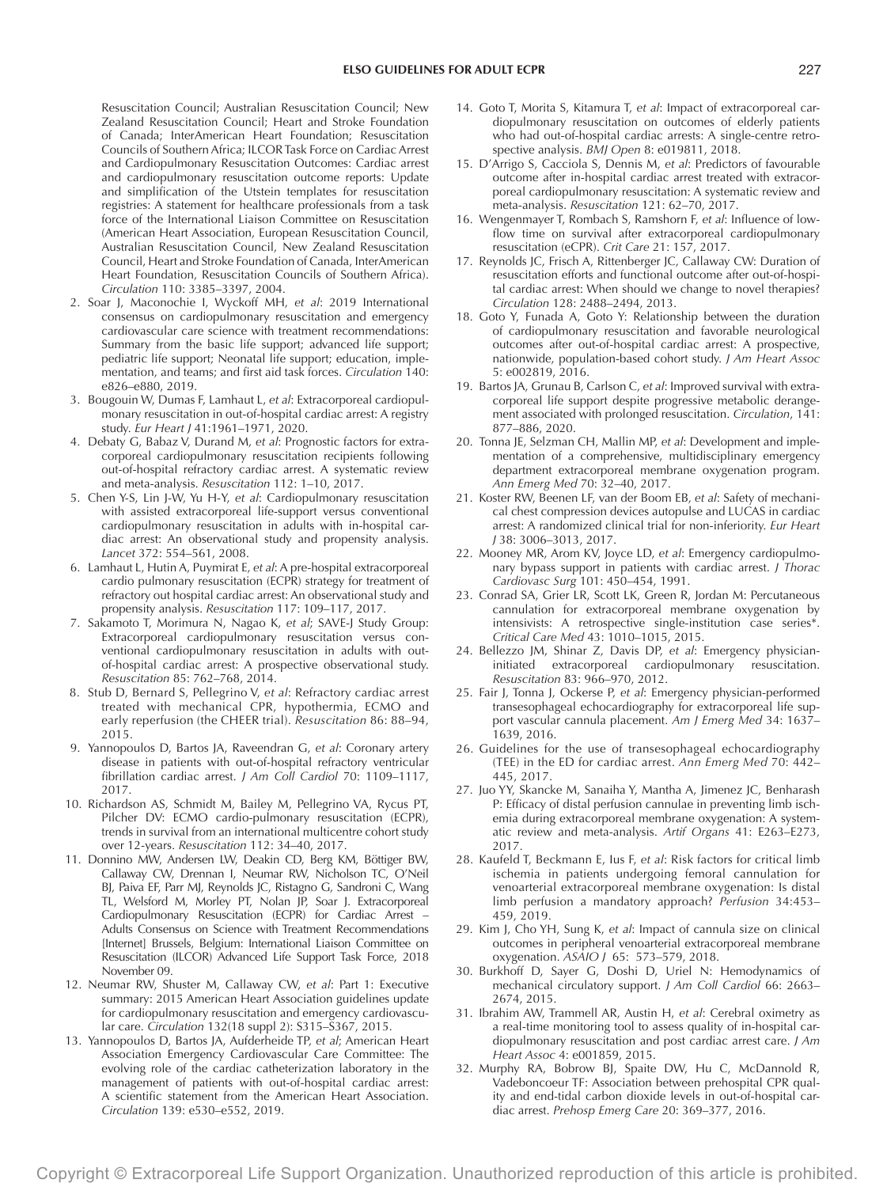Resuscitation Council; Australian Resuscitation Council; New Zealand Resuscitation Council; Heart and Stroke Foundation of Canada; InterAmerican Heart Foundation; Resuscitation Councils of Southern Africa; ILCOR Task Force on Cardiac Arrest and Cardiopulmonary Resuscitation Outcomes: Cardiac arrest and cardiopulmonary resuscitation outcome reports: Update and simplification of the Utstein templates for resuscitation registries: A statement for healthcare professionals from a task force of the International Liaison Committee on Resuscitation (American Heart Association, European Resuscitation Council, Australian Resuscitation Council, New Zealand Resuscitation Council, Heart and Stroke Foundation of Canada, InterAmerican Heart Foundation, Resuscitation Councils of Southern Africa). *Circulation* 110: 3385–3397, 2004.

2. Soar J, Maconochie I, Wyckoff MH, *et al*: 2019 International consensus on cardiopulmonary resuscitation and emergency cardiovascular care science with treatment recommendations: Summary from the basic life support; advanced life support; pediatric life support; Neonatal life support; education, implementation, and teams; and first aid task forces. *Circulation* 140: e826–e880, 2019.
3. Bougouin W, Dumas F, Lamhaut L, *et al*: Extracorporeal cardiopulmonary resuscitation in out-of-hospital cardiac arrest: A registry study. *Eur Heart J* 41:1961–1971, 2020.
4. Debaty G, Babaz V, Durand M, *et al*: Prognostic factors for extracorporeal cardiopulmonary resuscitation recipients following out-of-hospital refractory cardiac arrest. A systematic review and meta-analysis. *Resuscitation* 112: 1–10, 2017.
5. Chen Y-S, Lin J-W, Yu H-Y, *et al*: Cardiopulmonary resuscitation with assisted extracorporeal life-support versus conventional cardiopulmonary resuscitation in adults with in-hospital cardiac arrest: An observational study and propensity analysis. *Lancet* 372: 554–561, 2008.
6. Lamhaut L, Hutin A, Puymirat E, *et al*: A pre-hospital extracorporeal cardio pulmonary resuscitation (ECPR) strategy for treatment of refractory out hospital cardiac arrest: An observational study and propensity analysis. *Resuscitation* 117: 109–117, 2017.
7. Sakamoto T, Morimura N, Nagao K, *et al*; SAVE-J Study Group: Extracorporeal cardiopulmonary resuscitation versus conventional cardiopulmonary resuscitation in adults with out-of-hospital cardiac arrest: A prospective observational study. *Resuscitation* 85: 762–768, 2014.
8. Stub D, Bernard S, Pellegrino V, *et al*: Refractory cardiac arrest treated with mechanical CPR, hypothermia, ECMO and early reperfusion (the CHEER trial). *Resuscitation* 86: 88–94, 2015.
9. Yannopoulos D, Bartos JA, Raveendran G, *et al*: Coronary artery disease in patients with out-of-hospital refractory ventricular fibrillation cardiac arrest. *J Am Coll Cardiol* 70: 1109–1117, 2017.
10. Richardson AS, Schmidt M, Bailey M, Pellegrino VA, Rycus PT, Pilcher DV: ECMO cardio-pulmonary resuscitation (ECPR), trends in survival from an international multicentre cohort study over 12-years. *Resuscitation* 112: 34–40, 2017.
11. Donnino MW, Andersen LW, Deakin CD, Berg KM, Böttiger BW, Callaway CW, Drennan I, Neumar RW, Nicholson TC, O'Neil BJ, Paiva EF, Parr MJ, Reynolds JC, Ristagno G, Sandroni C, Wang TL, Welsford M, Morley PT, Nolan JP, Soar J. Extracorporeal Cardiopulmonary Resuscitation (ECPR) for Cardiac Arrest – Adults Consensus on Science with Treatment Recommendations [Internet] Brussels, Belgium: International Liaison Committee on Resuscitation (ILCOR) Advanced Life Support Task Force, 2018 November 09.
12. Neumar RW, Shuster M, Callaway CW, *et al*: Part 1: Executive summary: 2015 American Heart Association guidelines update for cardiopulmonary resuscitation and emergency cardiovascular care. *Circulation* 132(18 suppl 2): S315–S367, 2015.
13. Yannopoulos D, Bartos JA, Aufderheide TP, *et al*; American Heart Association Emergency Cardiovascular Care Committee: The evolving role of the cardiac catheterization laboratory in the management of patients with out-of-hospital cardiac arrest: A scientific statement from the American Heart Association. *Circulation* 139: e530–e552, 2019.
14. Goto T, Morita S, Kitamura T, *et al*: Impact of extracorporeal cardiopulmonary resuscitation on outcomes of elderly patients who had out-of-hospital cardiac arrests: A single-centre retrospective analysis. *BMJ Open* 8: e019811, 2018.
15. D'Arrigo S, Cacciola S, Dennis M, *et al*: Predictors of favourable outcome after in-hospital cardiac arrest treated with extracorporeal cardiopulmonary resuscitation: A systematic review and meta-analysis. *Resuscitation* 121: 62–70, 2017.
16. Wengenmayer T, Rombach S, Ramshorn F, *et al*: Influence of low-flow time on survival after extracorporeal cardiopulmonary resuscitation (eCPR). *Crit Care* 21: 157, 2017.
17. Reynolds JC, Frisch A, Rittenberger JC, Callaway CW: Duration of resuscitation efforts and functional outcome after out-of-hospital cardiac arrest: When should we change to novel therapies? *Circulation* 128: 2488–2494, 2013.
18. Goto Y, Funada A, Goto Y: Relationship between the duration of cardiopulmonary resuscitation and favorable neurological outcomes after out-of-hospital cardiac arrest: A prospective, nationwide, population-based cohort study. *J Am Heart Assoc* 5: e002819, 2016.
19. Bartos JA, Grunau B, Carlson C, *et al*: Improved survival with extracorporeal life support despite progressive metabolic derangement associated with prolonged resuscitation. *Circulation*, 141: 877–886, 2020.
20. Tonna JE, Selzman CH, Mallin MP, *et al*: Development and implementation of a comprehensive, multidisciplinary emergency department extracorporeal membrane oxygenation program. *Ann Emerg Med* 70: 32–40, 2017.
21. Koster RW, Beenen LF, van der Boom EB, *et al*: Safety of mechanical chest compression devices autopulse and LUCAS in cardiac arrest: A randomized clinical trial for non-inferiority. *Eur Heart J* 38: 3006–3013, 2017.
22. Mooney MR, Arom KV, Joyce LD, *et al*: Emergency cardiopulmonary bypass support in patients with cardiac arrest. *J Thorac Cardiovasc Surg* 101: 450–454, 1991.
23. Conrad SA, Grier LR, Scott LK, Green R, Jordan M: Percutaneous cannulation for extracorporeal membrane oxygenation by intensivists: A retrospective single-institution case series*. *Critical Care Med* 43: 1010–1015, 2015.
24. Bellezzo JM, Shinar Z, Davis DP, *et al*: Emergency physician-initiated extracorporeal cardiopulmonary resuscitation. *Resuscitation* 83: 966–970, 2012.
25. Fair J, Tonna J, Ockerse P, *et al*: Emergency physician-performed transesophageal echocardiography for extracorporeal life support vascular cannula placement. *Am J Emerg Med* 34: 1637–1639, 2016.
26. Guidelines for the use of transesophageal echocardiography (TEE) in the ED for cardiac arrest. *Ann Emerg Med* 70: 442–445, 2017.
27. Juo YY, Skancke M, Sanaiha Y, Mantha A, Jimenez JC, Benharash P: Efficacy of distal perfusion cannulae in preventing limb ischemia during extracorporeal membrane oxygenation: A systematic review and meta-analysis. *Artif Organs* 41: E263–E273, 2017.
28. Kaufeld T, Beckmann E, Ius F, *et al*: Risk factors for critical limb ischemia in patients undergoing femoral cannulation for venoarterial extracorporeal membrane oxygenation: Is distal limb perfusion a mandatory approach? *Perfusion* 34:453–459, 2019.
29. Kim J, Cho YH, Sung K, *et al*: Impact of cannula size on clinical outcomes in peripheral venoarterial extracorporeal membrane oxygenation. *ASAIO J* 65: 573–579, 2018.
30. Burkhoff D, Sayer G, Doshi D, Uriel N: Hemodynamics of mechanical circulatory support. *J Am Coll Cardiol* 66: 2663–2674, 2015.
31. Ibrahim AW, Trammell AR, Austin H, *et al*: Cerebral oximetry as a real-time monitoring tool to assess quality of in-hospital cardiopulmonary resuscitation and post cardiac arrest care. *J Am Heart Assoc* 4: e001859, 2015.
32. Murphy RA, Bobrow BJ, Spaite DW, Hu C, McDannold R, Vadeboncoeur TF: Association between prehospital CPR quality and end-tidal carbon dioxide levels in out-of-hospital cardiac arrest. *Prehosp Emerg Care* 20: 369–377, 2016.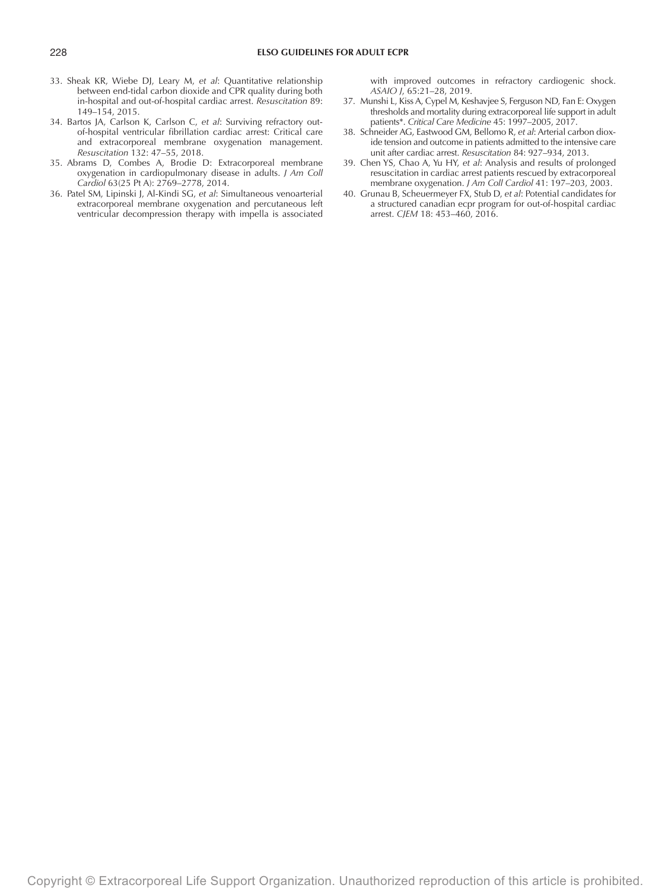33. Sheak KR, Wiebe DJ, Leary M, *et al*: Quantitative relationship between end-tidal carbon dioxide and CPR quality during both in-hospital and out-of-hospital cardiac arrest. *Resuscitation* 89: 149–154, 2015.
34. Bartos JA, Carlson K, Carlson C, *et al*: Surviving refractory out-of-hospital ventricular fibrillation cardiac arrest: Critical care and extracorporeal membrane oxygenation management. *Resuscitation* 132: 47–55, 2018.
35. Abrams D, Combes A, Brodie D: Extracorporeal membrane oxygenation in cardiopulmonary disease in adults. *J Am Coll Cardiol* 63(25 Pt A): 2769–2778, 2014.
36. Patel SM, Lipinski J, Al-Kindi SG, *et al*: Simultaneous venoarterial extracorporeal membrane oxygenation and percutaneous left ventricular decompression therapy with impella is associated with improved outcomes in refractory cardiogenic shock. *ASAIO J*, 65:21–28, 2019.
37. Munshi L, Kiss A, Cypel M, Keshavjee S, Ferguson ND, Fan E: Oxygen thresholds and mortality during extracorporeal life support in adult patients*. *Critical Care Medicine* 45: 1997–2005, 2017.
38. Schneider AG, Eastwood GM, Bellomo R, *et al*: Arterial carbon dioxide tension and outcome in patients admitted to the intensive care unit after cardiac arrest. *Resuscitation* 84: 927–934, 2013.
39. Chen YS, Chao A, Yu HY, *et al*: Analysis and results of prolonged resuscitation in cardiac arrest patients rescued by extracorporeal membrane oxygenation. *J Am Coll Cardiol* 41: 197–203, 2003.
40. Grunau B, Scheuermeyer FX, Stub D, *et al*: Potential candidates for a structured canadian ecpr program for out-of-hospital cardiac arrest. *CJEM* 18: 453–460, 2016.